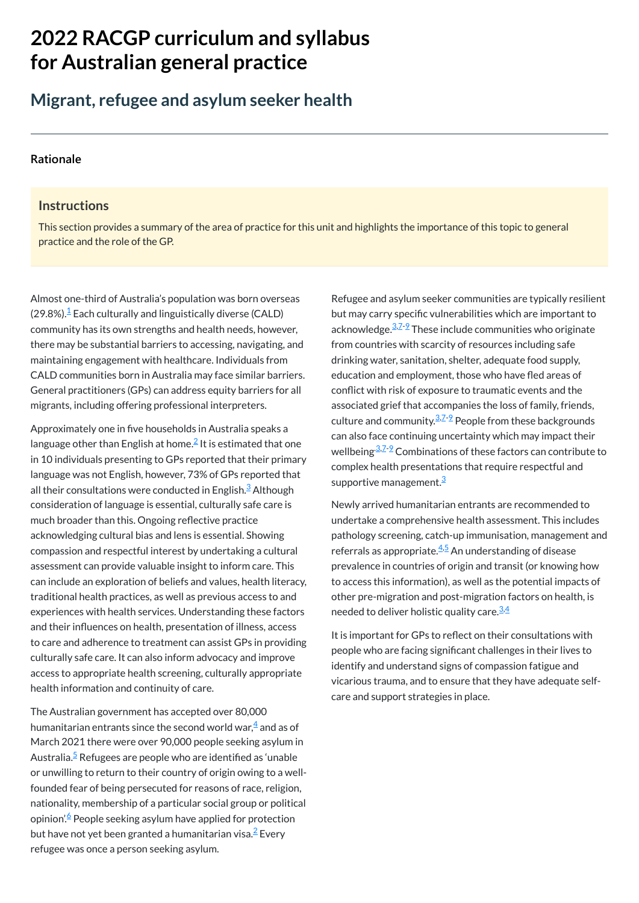# 2022 RACGP curriculum and syllabus for Australian general practice

## Migrant, refugee and asylum seeker health

### Rationale

#### Instructions

This section provides a summary of the area of practice for this unit and highlights the importance of this topic to general practice and the role of the GP.

Almost one-third of Australia's population was born overseas (29.8%).[1] Each culturally and linguistically diverse (CALD) community has its own strengths and health needs, however, there may be substantial barriers to accessing, navigating, and maintaining engagement with healthcare. Individuals from CALD communities born in Australia may face similar barriers. General practitioners (GPs) can address equity barriers for all migrants, including offering professional interpreters.

Approximately one in five households in Australia speaks a language other than English at home.[2] It is estimated that one in 10 individuals presenting to GPs reported that their primary language was not English, however, 73% of GPs reported that all their consultations were conducted in English.[3] Although consideration of language is essential, culturally safe care is much broader than this. Ongoing reflective practice acknowledging cultural bias and lens is essential. Showing compassion and respectful interest by undertaking a cultural assessment can provide valuable insight to inform care. This can include an exploration of beliefs and values, health literacy, traditional health practices, as well as previous access to and experiences with health services. Understanding these factors and their influences on health, presentation of illness, access to care and adherence to treatment can assist GPs in providing culturally safe care. It can also inform advocacy and improve access to appropriate health screening, culturally appropriate health information and continuity of care.

The Australian government has accepted over 80,000 humanitarian entrants since the second world war,[4] and as of March 2021 there were over 90,000 people seeking asylum in Australia.[5] Refugees are people who are identified as 'unable or unwilling to return to their country of origin owing to a well-founded fear of being persecuted for reasons of race, religion, nationality, membership of a particular social group or political opinion'.[6] People seeking asylum have applied for protection but have not yet been granted a humanitarian visa.[2] Every refugee was once a person seeking asylum.

Refugee and asylum seeker communities are typically resilient but may carry specific vulnerabilities which are important to acknowledge.[3,7-9] These include communities who originate from countries with scarcity of resources including safe drinking water, sanitation, shelter, adequate food supply, education and employment, those who have fled areas of conflict with risk of exposure to traumatic events and the associated grief that accompanies the loss of family, friends, culture and community.[3,7-9] People from these backgrounds can also face continuing uncertainty which may impact their wellbeing.[3,7-9] Combinations of these factors can contribute to complex health presentations that require respectful and supportive management.[3]

Newly arrived humanitarian entrants are recommended to undertake a comprehensive health assessment. This includes pathology screening, catch-up immunisation, management and referrals as appropriate.[4,5] An understanding of disease prevalence in countries of origin and transit (or knowing how to access this information), as well as the potential impacts of other pre-migration and post-migration factors on health, is needed to deliver holistic quality care.[3,4]

It is important for GPs to reflect on their consultations with people who are facing significant challenges in their lives to identify and understand signs of compassion fatigue and vicarious trauma, and to ensure that they have adequate self-care and support strategies in place.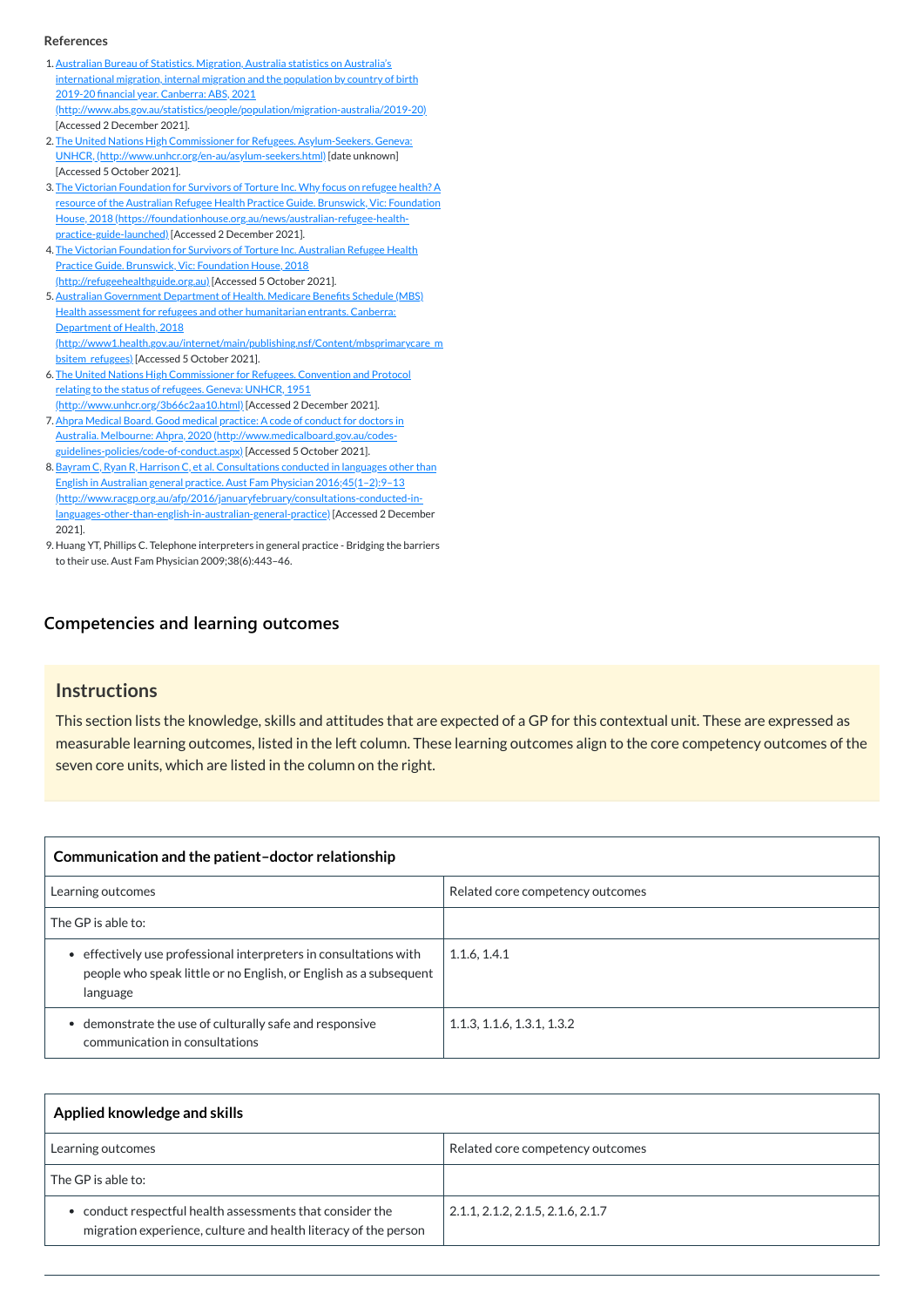**References**

1. Australian Bureau of Statistics. Migration, Australia statistics on Australia's international migration, internal migration and the population by country of birth 2019-20 financial year. Canberra: ABS, 2021 (http://www.abs.gov.au/statistics/people/population/migration-australia/2019-20) [Accessed 2 December 2021].
2. The United Nations High Commissioner for Refugees. Asylum-Seekers. Geneva: UNHCR, (http://www.unhcr.org/en-au/asylum-seekers.html) [date unknown] [Accessed 5 October 2021].
3. The Victorian Foundation for Survivors of Torture Inc. Why focus on refugee health? A resource of the Australian Refugee Health Practice Guide. Brunswick, Vic: Foundation House, 2018 (https://foundationhouse.org.au/news/australian-refugee-health-practice-guide-launched) [Accessed 2 December 2021].
4. The Victorian Foundation for Survivors of Torture Inc. Australian Refugee Health Practice Guide. Brunswick, Vic: Foundation House, 2018 (http://refugeehealthguide.org.au) [Accessed 5 October 2021].
5. Australian Government Department of Health. Medicare Benefits Schedule (MBS) Health assessment for refugees and other humanitarian entrants. Canberra: Department of Health, 2018 (http://www1.health.gov.au/internet/main/publishing.nsf/Content/mbsprimarycare_mbsitem_refugees) [Accessed 5 October 2021].
6. The United Nations High Commissioner for Refugees. Convention and Protocol relating to the status of refugees. Geneva: UNHCR, 1951 (http://www.unhcr.org/3b66c2aa10.html) [Accessed 2 December 2021].
7. Ahpra Medical Board. Good medical practice: A code of conduct for doctors in Australia. Melbourne: Ahpra, 2020 (http://www.medicalboard.gov.au/codes-guidelines-policies/code-of-conduct.aspx) [Accessed 5 October 2021].
8. Bayram C, Ryan R, Harrison C, et al. Consultations conducted in languages other than English in Australian general practice. Aust Fam Physician 2016;45(1–2):9–13 (http://www.racgp.org.au/afp/2016/januaryfebruary/consultations-conducted-in-languages-other-than-english-in-australian-general-practice) [Accessed 2 December 2021].
9. Huang YT, Phillips C. Telephone interpreters in general practice - Bridging the barriers to their use. Aust Fam Physician 2009;38(6):443–46.

## Competencies and learning outcomes

### Instructions

This section lists the knowledge, skills and attitudes that are expected of a GP for this contextual unit. These are expressed as measurable learning outcomes, listed in the left column. These learning outcomes align to the core competency outcomes of the seven core units, which are listed in the column on the right.

| **Communication and the patient–doctor relationship** | |
|---|---|
| Learning outcomes | Related core competency outcomes |
| The GP is able to: | |
| • effectively use professional interpreters in consultations with people who speak little or no English, or English as a subsequent language | 1.1.6, 1.4.1 |
| • demonstrate the use of culturally safe and responsive communication in consultations | 1.1.3, 1.1.6, 1.3.1, 1.3.2 |

| **Applied knowledge and skills** | |
|---|---|
| Learning outcomes | Related core competency outcomes |
| The GP is able to: | |
| • conduct respectful health assessments that consider the migration experience, culture and health literacy of the person | 2.1.1, 2.1.2, 2.1.5, 2.1.6, 2.1.7 |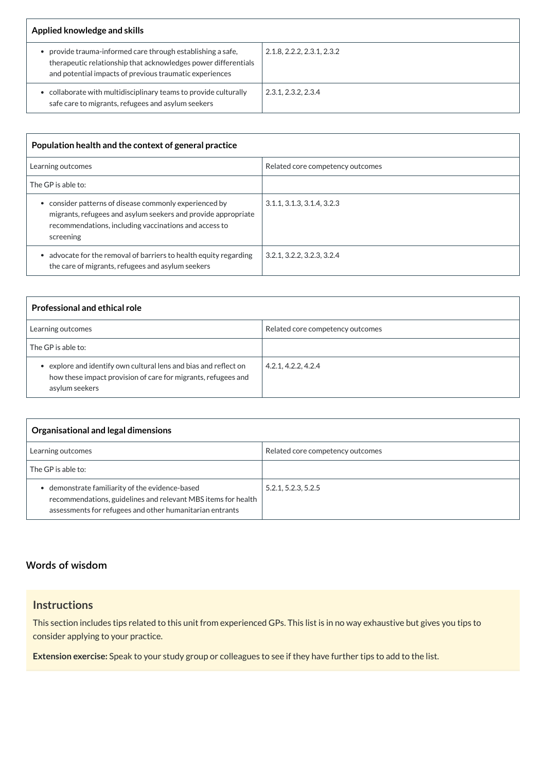| Applied knowledge and skills | |
|---|---|
| • provide trauma-informed care through establishing a safe, therapeutic relationship that acknowledges power differentials and potential impacts of previous traumatic experiences | 2.1.8, 2.2.2, 2.3.1, 2.3.2 |
| • collaborate with multidisciplinary teams to provide culturally safe care to migrants, refugees and asylum seekers | 2.3.1, 2.3.2, 2.3.4 |

| Population health and the context of general practice | |
|---|---|
| Learning outcomes | Related core competency outcomes |
| The GP is able to: | |
| • consider patterns of disease commonly experienced by migrants, refugees and asylum seekers and provide appropriate recommendations, including vaccinations and access to screening | 3.1.1, 3.1.3, 3.1.4, 3.2.3 |
| • advocate for the removal of barriers to health equity regarding the care of migrants, refugees and asylum seekers | 3.2.1, 3.2.2, 3.2.3, 3.2.4 |

| Professional and ethical role | |
|---|---|
| Learning outcomes | Related core competency outcomes |
| The GP is able to: | |
| • explore and identify own cultural lens and bias and reflect on how these impact provision of care for migrants, refugees and asylum seekers | 4.2.1, 4.2.2, 4.2.4 |

| Organisational and legal dimensions | |
|---|---|
| Learning outcomes | Related core competency outcomes |
| The GP is able to: | |
| • demonstrate familiarity of the evidence-based recommendations, guidelines and relevant MBS items for health assessments for refugees and other humanitarian entrants | 5.2.1, 5.2.3, 5.2.5 |

## Words of wisdom

### Instructions

This section includes tips related to this unit from experienced GPs. This list is in no way exhaustive but gives you tips to consider applying to your practice.

**Extension exercise:** Speak to your study group or colleagues to see if they have further tips to add to the list.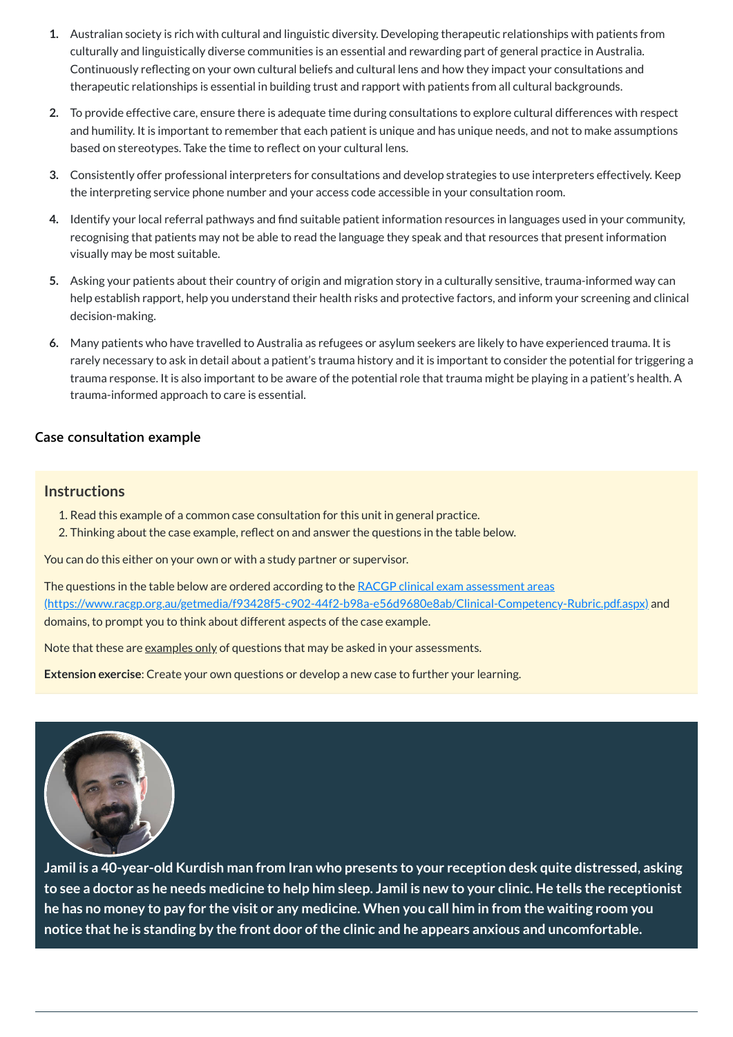1. Australian society is rich with cultural and linguistic diversity. Developing therapeutic relationships with patients from culturally and linguistically diverse communities is an essential and rewarding part of general practice in Australia. Continuously reflecting on your own cultural beliefs and cultural lens and how they impact your consultations and therapeutic relationships is essential in building trust and rapport with patients from all cultural backgrounds.
2. To provide effective care, ensure there is adequate time during consultations to explore cultural differences with respect and humility. It is important to remember that each patient is unique and has unique needs, and not to make assumptions based on stereotypes. Take the time to reflect on your cultural lens.
3. Consistently offer professional interpreters for consultations and develop strategies to use interpreters effectively. Keep the interpreting service phone number and your access code accessible in your consultation room.
4. Identify your local referral pathways and find suitable patient information resources in languages used in your community, recognising that patients may not be able to read the language they speak and that resources that present information visually may be most suitable.
5. Asking your patients about their country of origin and migration story in a culturally sensitive, trauma-informed way can help establish rapport, help you understand their health risks and protective factors, and inform your screening and clinical decision-making.
6. Many patients who have travelled to Australia as refugees or asylum seekers are likely to have experienced trauma. It is rarely necessary to ask in detail about a patient's trauma history and it is important to consider the potential for triggering a trauma response. It is also important to be aware of the potential role that trauma might be playing in a patient's health. A trauma-informed approach to care is essential.

### Case consultation example

#### Instructions

1. Read this example of a common case consultation for this unit in general practice.
2. Thinking about the case example, reflect on and answer the questions in the table below.

You can do this either on your own or with a study partner or supervisor.

The questions in the table below are ordered according to the [RACGP clinical exam assessment areas (https://www.racgp.org.au/getmedia/f93428f5-c902-44f2-b98a-e56d9680e8ab/Clinical-Competency-Rubric.pdf.aspx)](https://www.racgp.org.au/getmedia/f93428f5-c902-44f2-b98a-e56d9680e8ab/Clinical-Competency-Rubric.pdf.aspx) and domains, to prompt you to think about different aspects of the case example.

Note that these are examples only of questions that may be asked in your assessments.

**Extension exercise**: Create your own questions or develop a new case to further your learning.

**Jamil is a 40-year-old Kurdish man from Iran who presents to your reception desk quite distressed, asking to see a doctor as he needs medicine to help him sleep. Jamil is new to your clinic. He tells the receptionist he has no money to pay for the visit or any medicine. When you call him in from the waiting room you notice that he is standing by the front door of the clinic and he appears anxious and uncomfortable.**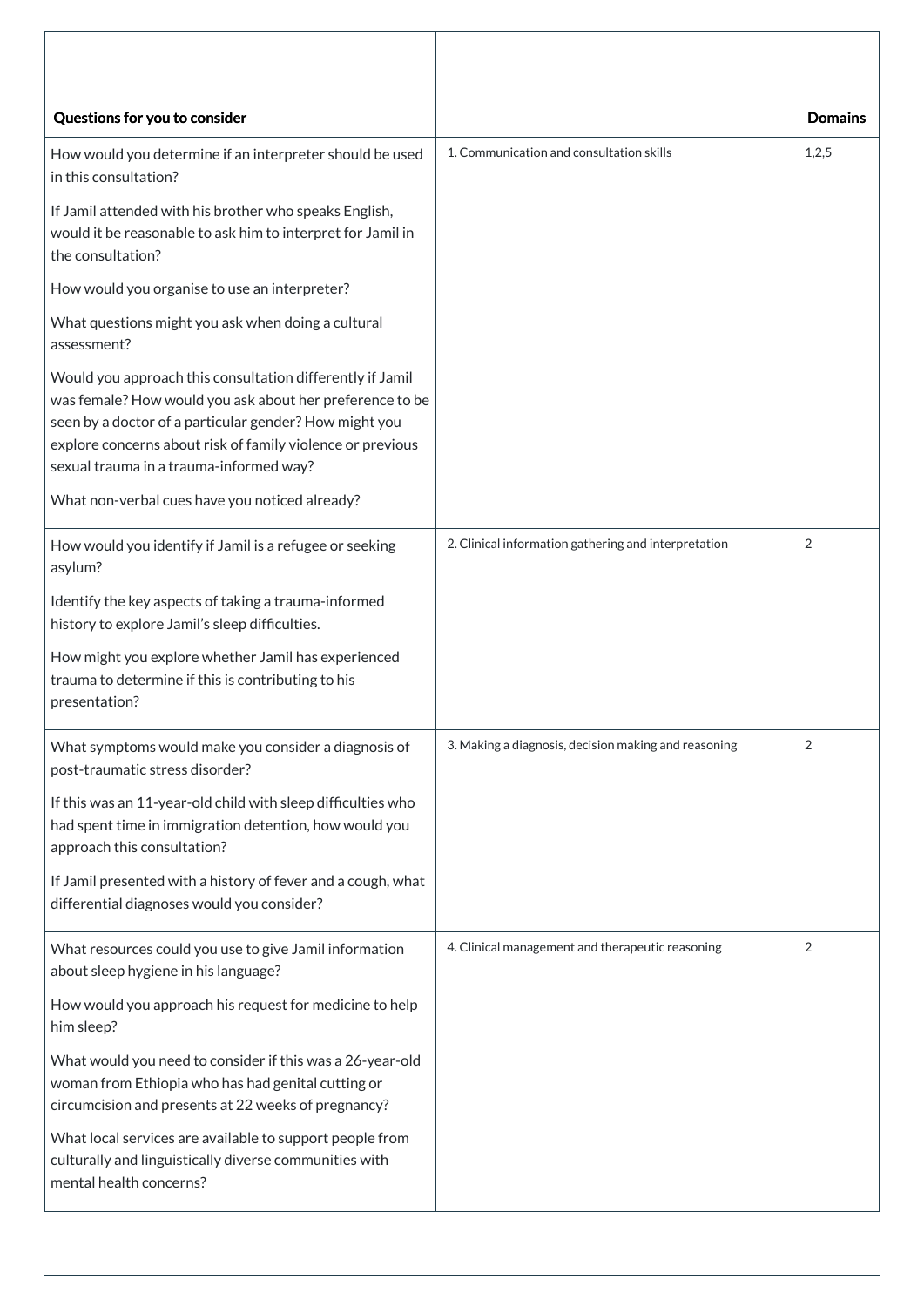| Questions for you to consider | | Domains |
|---|---|---|
| How would you determine if an interpreter should be used in this consultation?<br><br>If Jamil attended with his brother who speaks English, would it be reasonable to ask him to interpret for Jamil in the consultation?<br><br>How would you organise to use an interpreter?<br><br>What questions might you ask when doing a cultural assessment?<br><br>Would you approach this consultation differently if Jamil was female? How would you ask about her preference to be seen by a doctor of a particular gender? How might you explore concerns about risk of family violence or previous sexual trauma in a trauma-informed way?<br><br>What non-verbal cues have you noticed already? | 1. Communication and consultation skills | 1,2,5 |
| How would you identify if Jamil is a refugee or seeking asylum?<br><br>Identify the key aspects of taking a trauma-informed history to explore Jamil's sleep difficulties.<br><br>How might you explore whether Jamil has experienced trauma to determine if this is contributing to his presentation? | 2. Clinical information gathering and interpretation | 2 |
| What symptoms would make you consider a diagnosis of post-traumatic stress disorder?<br><br>If this was an 11-year-old child with sleep difficulties who had spent time in immigration detention, how would you approach this consultation?<br><br>If Jamil presented with a history of fever and a cough, what differential diagnoses would you consider? | 3. Making a diagnosis, decision making and reasoning | 2 |
| What resources could you use to give Jamil information about sleep hygiene in his language?<br><br>How would you approach his request for medicine to help him sleep?<br><br>What would you need to consider if this was a 26-year-old woman from Ethiopia who has had genital cutting or circumcision and presents at 22 weeks of pregnancy?<br><br>What local services are available to support people from culturally and linguistically diverse communities with mental health concerns? | 4. Clinical management and therapeutic reasoning | 2 |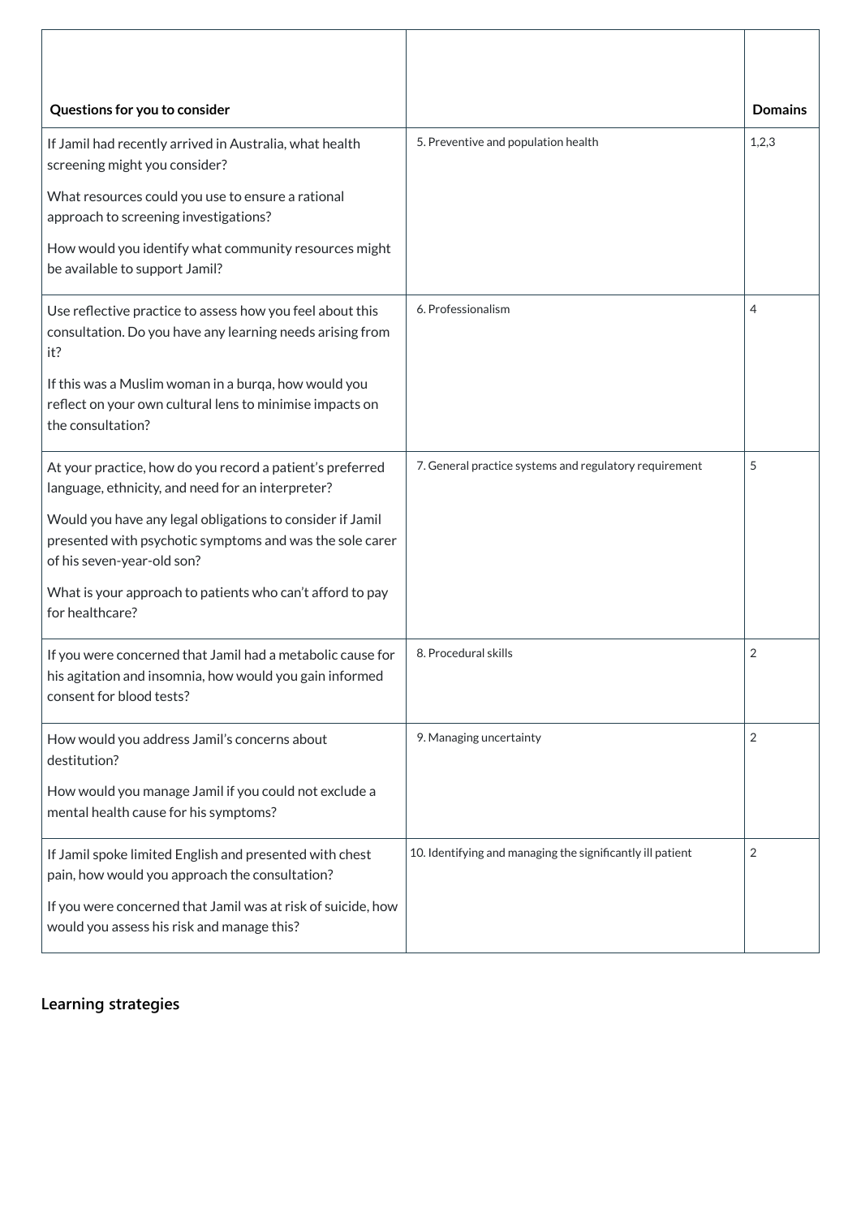| Questions for you to consider | | Domains |
|---|---|---|
| If Jamil had recently arrived in Australia, what health screening might you consider?<br><br>What resources could you use to ensure a rational approach to screening investigations?<br><br>How would you identify what community resources might be available to support Jamil? | 5. Preventive and population health | 1,2,3 |
| Use reflective practice to assess how you feel about this consultation. Do you have any learning needs arising from it?<br><br>If this was a Muslim woman in a burqa, how would you reflect on your own cultural lens to minimise impacts on the consultation? | 6. Professionalism | 4 |
| At your practice, how do you record a patient's preferred language, ethnicity, and need for an interpreter?<br><br>Would you have any legal obligations to consider if Jamil presented with psychotic symptoms and was the sole carer of his seven-year-old son?<br><br>What is your approach to patients who can't afford to pay for healthcare? | 7. General practice systems and regulatory requirement | 5 |
| If you were concerned that Jamil had a metabolic cause for his agitation and insomnia, how would you gain informed consent for blood tests? | 8. Procedural skills | 2 |
| How would you address Jamil's concerns about destitution?<br><br>How would you manage Jamil if you could not exclude a mental health cause for his symptoms? | 9. Managing uncertainty | 2 |
| If Jamil spoke limited English and presented with chest pain, how would you approach the consultation?<br><br>If you were concerned that Jamil was at risk of suicide, how would you assess his risk and manage this? | 10. Identifying and managing the significantly ill patient | 2 |

## Learning strategies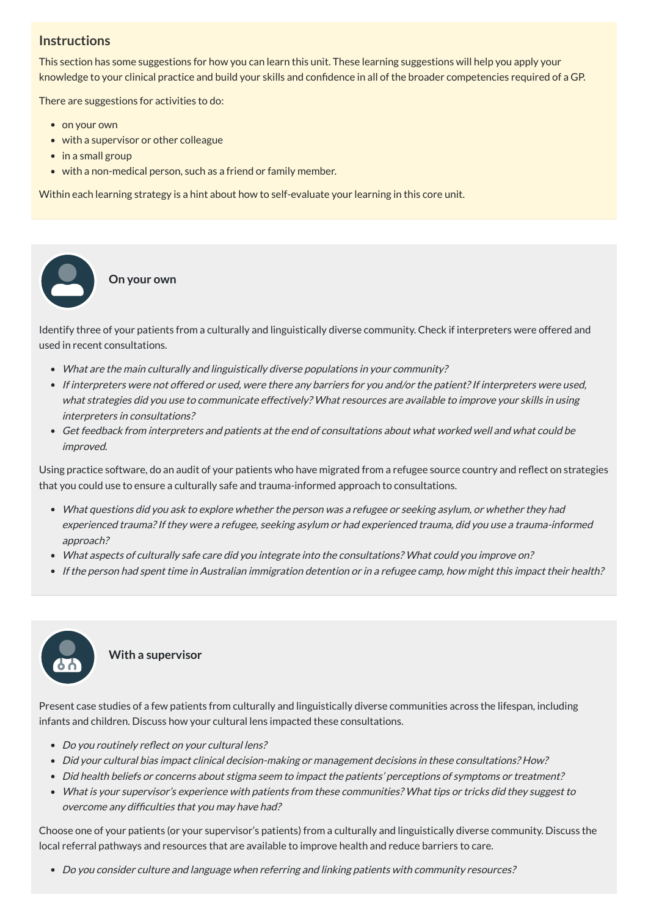## Instructions

This section has some suggestions for how you can learn this unit. These learning suggestions will help you apply your knowledge to your clinical practice and build your skills and confidence in all of the broader competencies required of a GP.

There are suggestions for activities to do:

- on your own
- with a supervisor or other colleague
- in a small group
- with a non-medical person, such as a friend or family member.

Within each learning strategy is a hint about how to self-evaluate your learning in this core unit.

### On your own

Identify three of your patients from a culturally and linguistically diverse community. Check if interpreters were offered and used in recent consultations.

- *What are the main culturally and linguistically diverse populations in your community?*
- *If interpreters were not offered or used, were there any barriers for you and/or the patient? If interpreters were used, what strategies did you use to communicate effectively? What resources are available to improve your skills in using interpreters in consultations?*
- *Get feedback from interpreters and patients at the end of consultations about what worked well and what could be improved.*

Using practice software, do an audit of your patients who have migrated from a refugee source country and reflect on strategies that you could use to ensure a culturally safe and trauma-informed approach to consultations.

- *What questions did you ask to explore whether the person was a refugee or seeking asylum, or whether they had experienced trauma? If they were a refugee, seeking asylum or had experienced trauma, did you use a trauma-informed approach?*
- *What aspects of culturally safe care did you integrate into the consultations? What could you improve on?*
- *If the person had spent time in Australian immigration detention or in a refugee camp, how might this impact their health?*

### With a supervisor

Present case studies of a few patients from culturally and linguistically diverse communities across the lifespan, including infants and children. Discuss how your cultural lens impacted these consultations.

- *Do you routinely reflect on your cultural lens?*
- *Did your cultural bias impact clinical decision-making or management decisions in these consultations? How?*
- *Did health beliefs or concerns about stigma seem to impact the patients' perceptions of symptoms or treatment?*
- *What is your supervisor's experience with patients from these communities? What tips or tricks did they suggest to overcome any difficulties that you may have had?*

Choose one of your patients (or your supervisor's patients) from a culturally and linguistically diverse community. Discuss the local referral pathways and resources that are available to improve health and reduce barriers to care.

- *Do you consider culture and language when referring and linking patients with community resources?*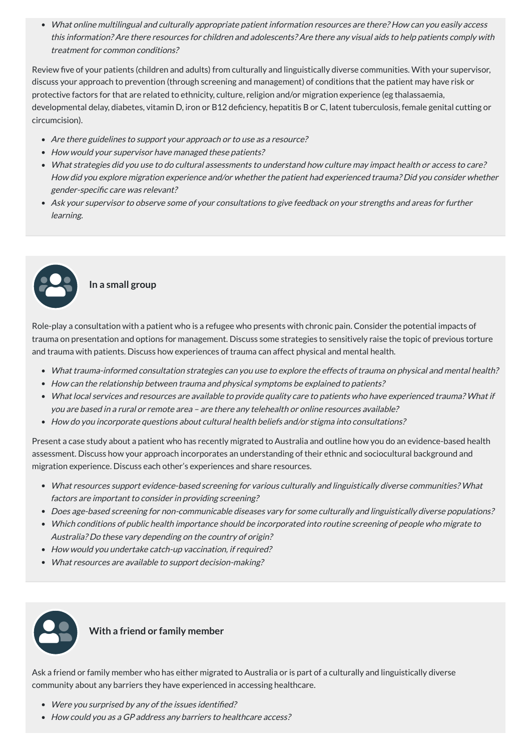- *What online multilingual and culturally appropriate patient information resources are there? How can you easily access this information? Are there resources for children and adolescents? Are there any visual aids to help patients comply with treatment for common conditions?*

Review five of your patients (children and adults) from culturally and linguistically diverse communities. With your supervisor, discuss your approach to prevention (through screening and management) of conditions that the patient may have risk or protective factors for that are related to ethnicity, culture, religion and/or migration experience (eg thalassaemia, developmental delay, diabetes, vitamin D, iron or B12 deficiency, hepatitis B or C, latent tuberculosis, female genital cutting or circumcision).

- *Are there guidelines to support your approach or to use as a resource?*
- *How would your supervisor have managed these patients?*
- *What strategies did you use to do cultural assessments to understand how culture may impact health or access to care? How did you explore migration experience and/or whether the patient had experienced trauma? Did you consider whether gender-specific care was relevant?*
- *Ask your supervisor to observe some of your consultations to give feedback on your strengths and areas for further learning.*

**In a small group**

Role-play a consultation with a patient who is a refugee who presents with chronic pain. Consider the potential impacts of trauma on presentation and options for management. Discuss some strategies to sensitively raise the topic of previous torture and trauma with patients. Discuss how experiences of trauma can affect physical and mental health.

- *What trauma-informed consultation strategies can you use to explore the effects of trauma on physical and mental health?*
- *How can the relationship between trauma and physical symptoms be explained to patients?*
- *What local services and resources are available to provide quality care to patients who have experienced trauma? What if you are based in a rural or remote area – are there any telehealth or online resources available?*
- *How do you incorporate questions about cultural health beliefs and/or stigma into consultations?*

Present a case study about a patient who has recently migrated to Australia and outline how you do an evidence-based health assessment. Discuss how your approach incorporates an understanding of their ethnic and sociocultural background and migration experience. Discuss each other's experiences and share resources.

- *What resources support evidence-based screening for various culturally and linguistically diverse communities? What factors are important to consider in providing screening?*
- *Does age-based screening for non-communicable diseases vary for some culturally and linguistically diverse populations?*
- *Which conditions of public health importance should be incorporated into routine screening of people who migrate to Australia? Do these vary depending on the country of origin?*
- *How would you undertake catch-up vaccination, if required?*
- *What resources are available to support decision-making?*

**With a friend or family member**

Ask a friend or family member who has either migrated to Australia or is part of a culturally and linguistically diverse community about any barriers they have experienced in accessing healthcare.

- *Were you surprised by any of the issues identified?*
- *How could you as a GP address any barriers to healthcare access?*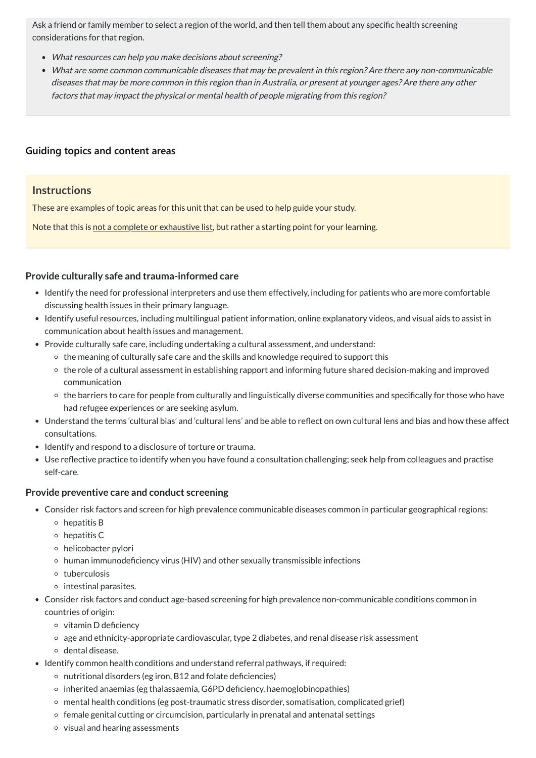Ask a friend or family member to select a region of the world, and then tell them about any specific health screening considerations for that region.

- *What resources can help you make decisions about screening?*
- *What are some common communicable diseases that may be prevalent in this region? Are there any non-communicable diseases that may be more common in this region than in Australia, or present at younger ages? Are there any other factors that may impact the physical or mental health of people migrating from this region?*

### Guiding topics and content areas

#### Instructions

These are examples of topic areas for this unit that can be used to help guide your study.

Note that this is not a complete or exhaustive list, but rather a starting point for your learning.

#### Provide culturally safe and trauma-informed care

- Identify the need for professional interpreters and use them effectively, including for patients who are more comfortable discussing health issues in their primary language.
- Identify useful resources, including multilingual patient information, online explanatory videos, and visual aids to assist in communication about health issues and management.
- Provide culturally safe care, including undertaking a cultural assessment, and understand:
  - the meaning of culturally safe care and the skills and knowledge required to support this
  - the role of a cultural assessment in establishing rapport and informing future shared decision-making and improved communication
  - the barriers to care for people from culturally and linguistically diverse communities and specifically for those who have had refugee experiences or are seeking asylum.
- Understand the terms 'cultural bias' and 'cultural lens' and be able to reflect on own cultural lens and bias and how these affect consultations.
- Identify and respond to a disclosure of torture or trauma.
- Use reflective practice to identify when you have found a consultation challenging; seek help from colleagues and practise self-care.

#### Provide preventive care and conduct screening

- Consider risk factors and screen for high prevalence communicable diseases common in particular geographical regions:
  - hepatitis B
  - hepatitis C
  - helicobacter pylori
  - human immunodeficiency virus (HIV) and other sexually transmissible infections
  - tuberculosis
  - intestinal parasites.
- Consider risk factors and conduct age-based screening for high prevalence non-communicable conditions common in countries of origin:
  - vitamin D deficiency
  - age and ethnicity-appropriate cardiovascular, type 2 diabetes, and renal disease risk assessment
  - dental disease.
- Identify common health conditions and understand referral pathways, if required:
  - nutritional disorders (eg iron, B12 and folate deficiencies)
  - inherited anaemias (eg thalassaemia, G6PD deficiency, haemoglobinopathies)
  - mental health conditions (eg post-traumatic stress disorder, somatisation, complicated grief)
  - female genital cutting or circumcision, particularly in prenatal and antenatal settings
  - visual and hearing assessments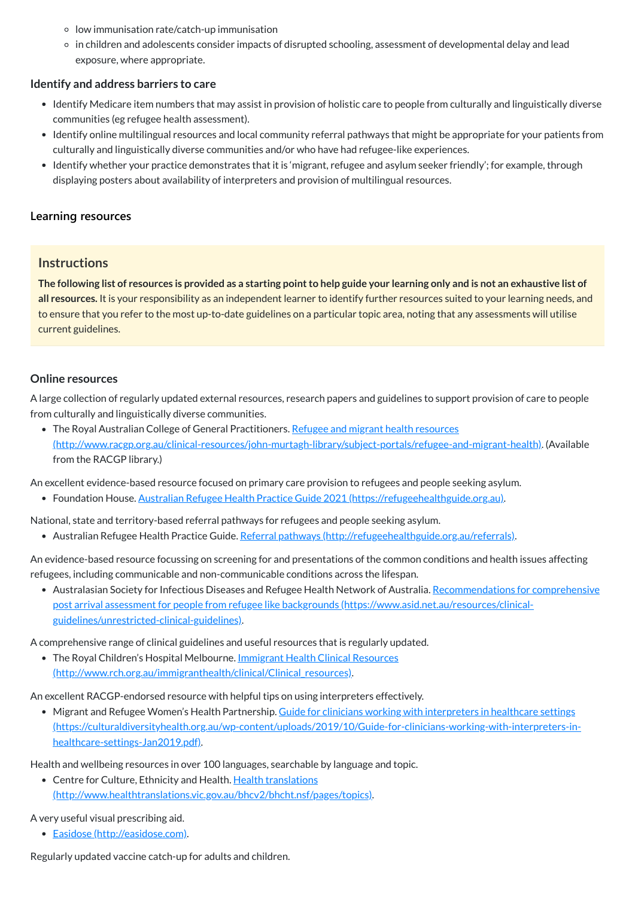- low immunisation rate/catch-up immunisation
- in children and adolescents consider impacts of disrupted schooling, assessment of developmental delay and lead exposure, where appropriate.

### Identify and address barriers to care

- Identify Medicare item numbers that may assist in provision of holistic care to people from culturally and linguistically diverse communities (eg refugee health assessment).
- Identify online multilingual resources and local community referral pathways that might be appropriate for your patients from culturally and linguistically diverse communities and/or who have had refugee-like experiences.
- Identify whether your practice demonstrates that it is 'migrant, refugee and asylum seeker friendly'; for example, through displaying posters about availability of interpreters and provision of multilingual resources.

### Learning resources

## Instructions

**The following list of resources is provided as a starting point to help guide your learning only and is not an exhaustive list of all resources.** It is your responsibility as an independent learner to identify further resources suited to your learning needs, and to ensure that you refer to the most up-to-date guidelines on a particular topic area, noting that any assessments will utilise current guidelines.

### Online resources

A large collection of regularly updated external resources, research papers and guidelines to support provision of care to people from culturally and linguistically diverse communities.

- The Royal Australian College of General Practitioners. [Refugee and migrant health resources (http://www.racgp.org.au/clinical-resources/john-murtagh-library/subject-portals/refugee-and-migrant-health)](http://www.racgp.org.au/clinical-resources/john-murtagh-library/subject-portals/refugee-and-migrant-health). (Available from the RACGP library.)

An excellent evidence-based resource focused on primary care provision to refugees and people seeking asylum.

- Foundation House. [Australian Refugee Health Practice Guide 2021 (https://refugeehealthguide.org.au)](https://refugeehealthguide.org.au).

National, state and territory-based referral pathways for refugees and people seeking asylum.

- Australian Refugee Health Practice Guide. [Referral pathways (http://refugeehealthguide.org.au/referrals)](http://refugeehealthguide.org.au/referrals).

An evidence-based resource focussing on screening for and presentations of the common conditions and health issues affecting refugees, including communicable and non-communicable conditions across the lifespan.

- Australasian Society for Infectious Diseases and Refugee Health Network of Australia. [Recommendations for comprehensive post arrival assessment for people from refugee like backgrounds (https://www.asid.net.au/resources/clinical-guidelines/unrestricted-clinical-guidelines)](https://www.asid.net.au/resources/clinical-guidelines/unrestricted-clinical-guidelines).

A comprehensive range of clinical guidelines and useful resources that is regularly updated.

- The Royal Children's Hospital Melbourne. [Immigrant Health Clinical Resources (http://www.rch.org.au/immigranthealth/clinical/Clinical_resources)](http://www.rch.org.au/immigranthealth/clinical/Clinical_resources).

An excellent RACGP-endorsed resource with helpful tips on using interpreters effectively.

- Migrant and Refugee Women's Health Partnership. [Guide for clinicians working with interpreters in healthcare settings (https://culturaldiversityhealth.org.au/wp-content/uploads/2019/10/Guide-for-clinicians-working-with-interpreters-in-healthcare-settings-Jan2019.pdf)](https://culturaldiversityhealth.org.au/wp-content/uploads/2019/10/Guide-for-clinicians-working-with-interpreters-in-healthcare-settings-Jan2019.pdf).

Health and wellbeing resources in over 100 languages, searchable by language and topic.

- Centre for Culture, Ethnicity and Health. [Health translations (http://www.healthtranslations.vic.gov.au/bhcv2/bhcht.nsf/pages/topics)](http://www.healthtranslations.vic.gov.au/bhcv2/bhcht.nsf/pages/topics).

A very useful visual prescribing aid.

- [Easidose (http://easidose.com)](http://easidose.com).

Regularly updated vaccine catch-up for adults and children.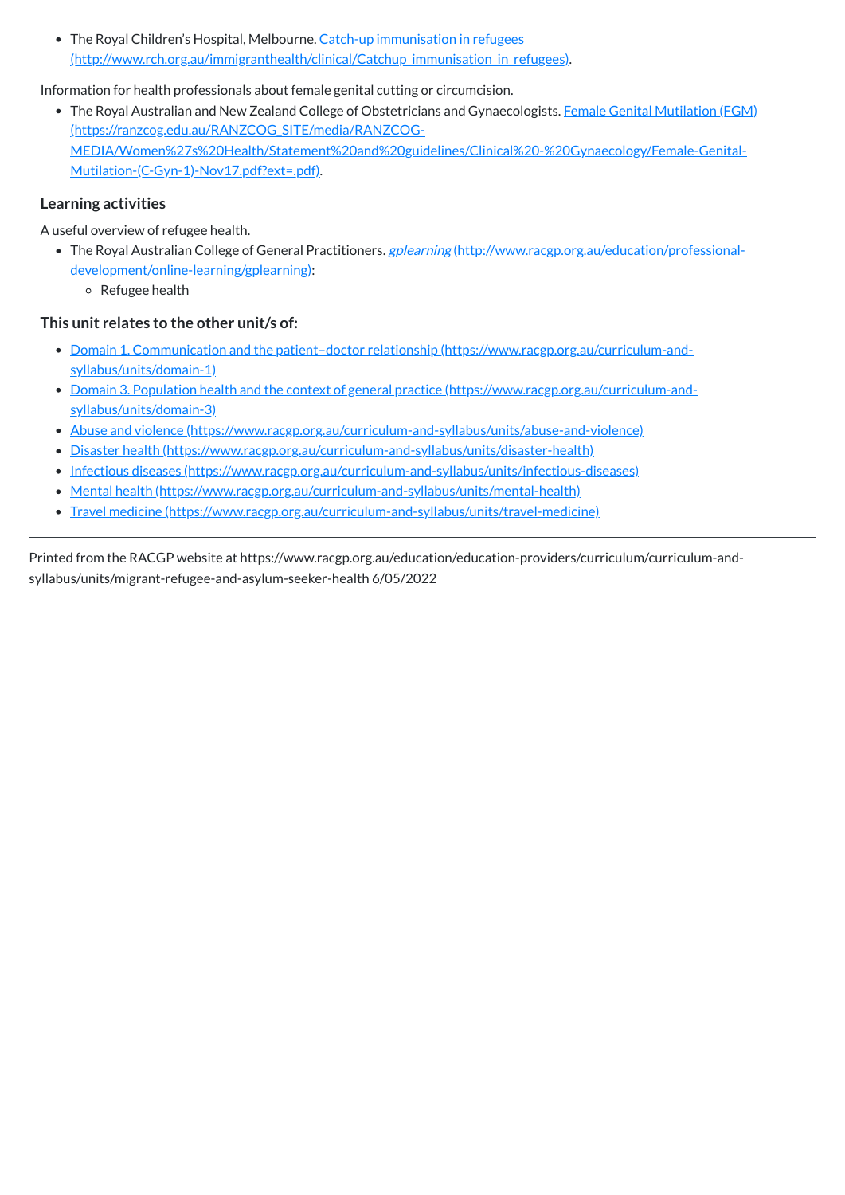- The Royal Children's Hospital, Melbourne. [Catch-up immunisation in refugees (http://www.rch.org.au/immigranthealth/clinical/Catchup_immunisation_in_refugees)](http://www.rch.org.au/immigranthealth/clinical/Catchup_immunisation_in_refugees).

Information for health professionals about female genital cutting or circumcision.

- The Royal Australian and New Zealand College of Obstetricians and Gynaecologists. [Female Genital Mutilation (FGM) (https://ranzcog.edu.au/RANZCOG_SITE/media/RANZCOG-MEDIA/Women%27s%20Health/Statement%20and%20guidelines/Clinical%20-%20Gynaecology/Female-Genital-Mutilation-(C-Gyn-1)-Nov17.pdf?ext=.pdf)](https://ranzcog.edu.au/RANZCOG_SITE/media/RANZCOG-MEDIA/Women%27s%20Health/Statement%20and%20guidelines/Clinical%20-%20Gynaecology/Female-Genital-Mutilation-(C-Gyn-1)-Nov17.pdf?ext=.pdf).

### Learning activities

A useful overview of refugee health.

- The Royal Australian College of General Practitioners. [*gplearning* (http://www.racgp.org.au/education/professional-development/online-learning/gplearning)](http://www.racgp.org.au/education/professional-development/online-learning/gplearning):
  - Refugee health

### This unit relates to the other unit/s of:

- [Domain 1. Communication and the patient–doctor relationship (https://www.racgp.org.au/curriculum-and-syllabus/units/domain-1)](https://www.racgp.org.au/curriculum-and-syllabus/units/domain-1)
- [Domain 3. Population health and the context of general practice (https://www.racgp.org.au/curriculum-and-syllabus/units/domain-3)](https://www.racgp.org.au/curriculum-and-syllabus/units/domain-3)
- [Abuse and violence (https://www.racgp.org.au/curriculum-and-syllabus/units/abuse-and-violence)](https://www.racgp.org.au/curriculum-and-syllabus/units/abuse-and-violence)
- [Disaster health (https://www.racgp.org.au/curriculum-and-syllabus/units/disaster-health)](https://www.racgp.org.au/curriculum-and-syllabus/units/disaster-health)
- [Infectious diseases (https://www.racgp.org.au/curriculum-and-syllabus/units/infectious-diseases)](https://www.racgp.org.au/curriculum-and-syllabus/units/infectious-diseases)
- [Mental health (https://www.racgp.org.au/curriculum-and-syllabus/units/mental-health)](https://www.racgp.org.au/curriculum-and-syllabus/units/mental-health)
- [Travel medicine (https://www.racgp.org.au/curriculum-and-syllabus/units/travel-medicine)](https://www.racgp.org.au/curriculum-and-syllabus/units/travel-medicine)

---

Printed from the RACGP website at https://www.racgp.org.au/education/education-providers/curriculum/curriculum-and-syllabus/units/migrant-refugee-and-asylum-seeker-health 6/05/2022